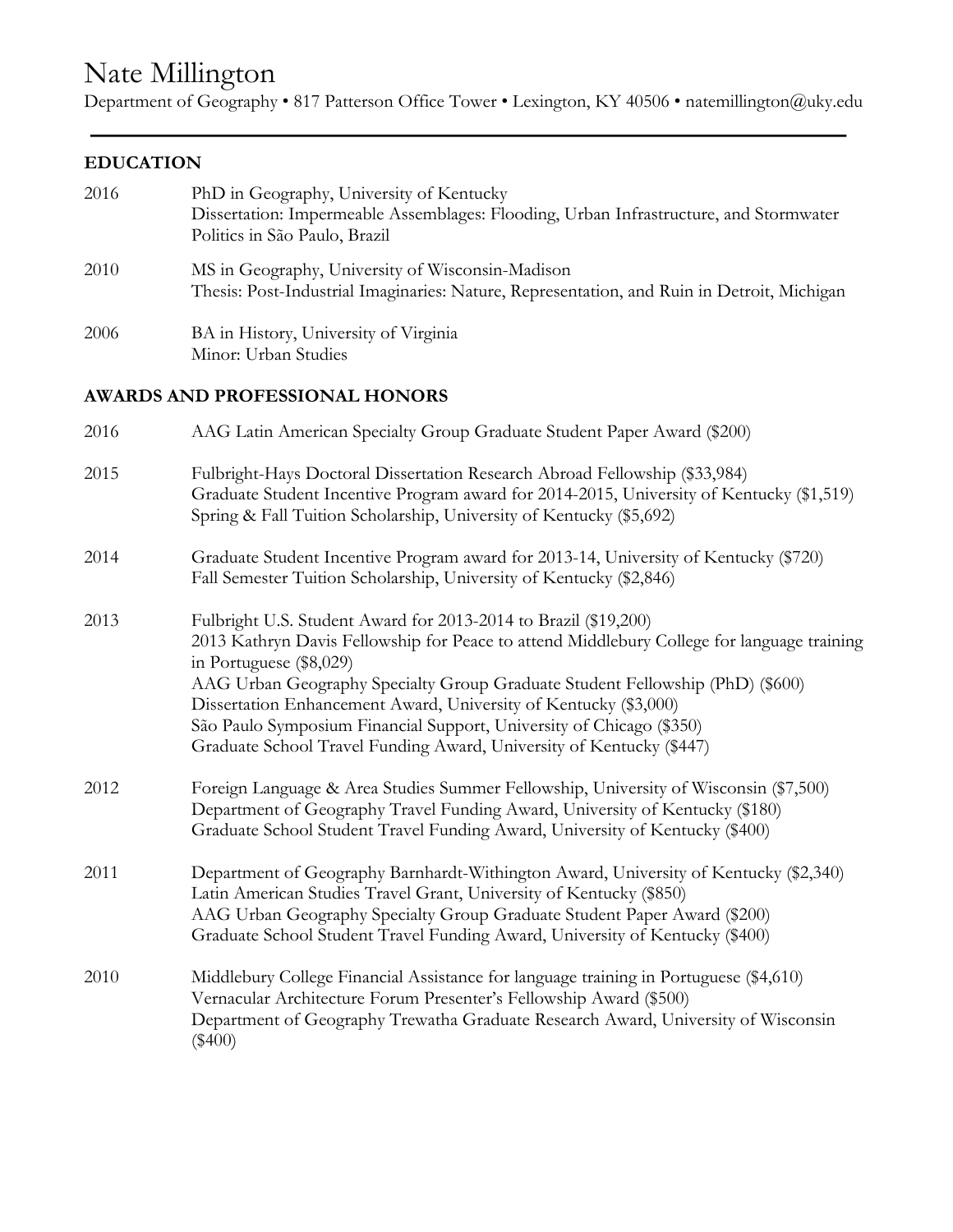# Nate Millington

Department of Geography • 817 Patterson Office Tower • Lexington, KY 40506 • natemillington@uky.edu

## EDUCATION

2016 PhD in Geography, University of Kentucky
Dissertation: Impermeable Assemblages: Flooding, Urban Infrastructure, and Stormwater Politics in São Paulo, Brazil

2010 MS in Geography, University of Wisconsin-Madison
Thesis: Post-Industrial Imaginaries: Nature, Representation, and Ruin in Detroit, Michigan

2006 BA in History, University of Virginia
Minor: Urban Studies

## AWARDS AND PROFESSIONAL HONORS

2016 AAG Latin American Specialty Group Graduate Student Paper Award ($200)

2015 Fulbright-Hays Doctoral Dissertation Research Abroad Fellowship ($33,984)
Graduate Student Incentive Program award for 2014-2015, University of Kentucky ($1,519)
Spring & Fall Tuition Scholarship, University of Kentucky ($5,692)

2014 Graduate Student Incentive Program award for 2013-14, University of Kentucky ($720)
Fall Semester Tuition Scholarship, University of Kentucky ($2,846)

2013 Fulbright U.S. Student Award for 2013-2014 to Brazil ($19,200)
2013 Kathryn Davis Fellowship for Peace to attend Middlebury College for language training in Portuguese ($8,029)
AAG Urban Geography Specialty Group Graduate Student Fellowship (PhD) ($600)
Dissertation Enhancement Award, University of Kentucky ($3,000)
São Paulo Symposium Financial Support, University of Chicago ($350)
Graduate School Travel Funding Award, University of Kentucky ($447)

2012 Foreign Language & Area Studies Summer Fellowship, University of Wisconsin ($7,500)
Department of Geography Travel Funding Award, University of Kentucky ($180)
Graduate School Student Travel Funding Award, University of Kentucky ($400)

2011 Department of Geography Barnhardt-Withington Award, University of Kentucky ($2,340)
Latin American Studies Travel Grant, University of Kentucky ($850)
AAG Urban Geography Specialty Group Graduate Student Paper Award ($200)
Graduate School Student Travel Funding Award, University of Kentucky ($400)

2010 Middlebury College Financial Assistance for language training in Portuguese ($4,610)
Vernacular Architecture Forum Presenter's Fellowship Award ($500)
Department of Geography Trewatha Graduate Research Award, University of Wisconsin ($400)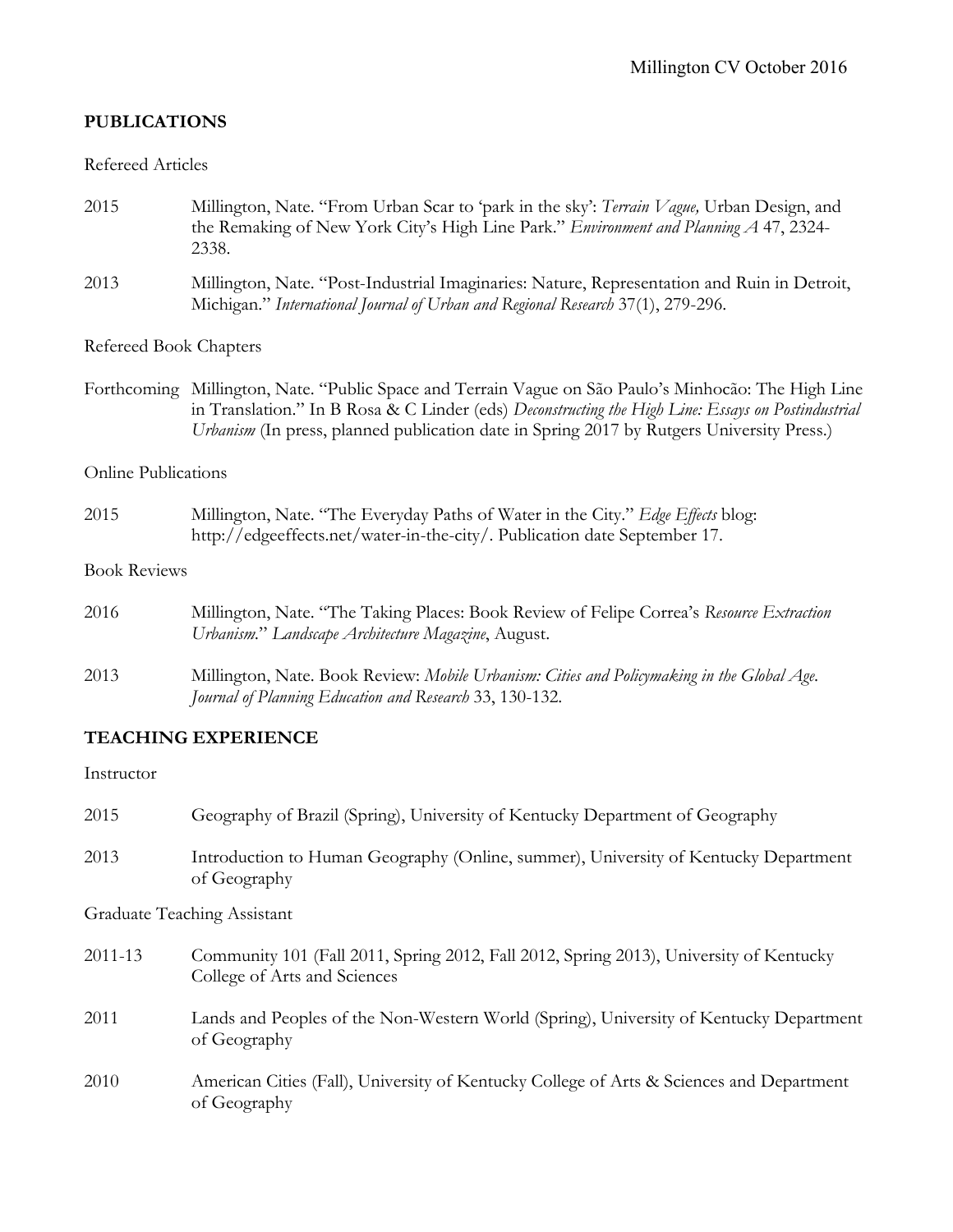## PUBLICATIONS

Refereed Articles

2015 Millington, Nate. "From Urban Scar to 'park in the sky': *Terrain Vague,* Urban Design, and the Remaking of New York City's High Line Park." *Environment and Planning A* 47, 2324-2338.

2013 Millington, Nate. "Post-Industrial Imaginaries: Nature, Representation and Ruin in Detroit, Michigan." *International Journal of Urban and Regional Research* 37(1), 279-296.

Refereed Book Chapters

Forthcoming Millington, Nate. "Public Space and Terrain Vague on São Paulo's Minhocão: The High Line in Translation." In B Rosa & C Linder (eds) *Deconstructing the High Line: Essays on Postindustrial Urbanism* (In press, planned publication date in Spring 2017 by Rutgers University Press.)

Online Publications

2015 Millington, Nate. "The Everyday Paths of Water in the City." *Edge Effects* blog: http://edgeeffects.net/water-in-the-city/. Publication date September 17.

Book Reviews

2016 Millington, Nate. "The Taking Places: Book Review of Felipe Correa's *Resource Extraction Urbanism*." *Landscape Architecture Magazine*, August.

2013 Millington, Nate. Book Review: *Mobile Urbanism: Cities and Policymaking in the Global Age. Journal of Planning Education and Research* 33, 130-132.

## TEACHING EXPERIENCE

Instructor

2015 Geography of Brazil (Spring), University of Kentucky Department of Geography

2013 Introduction to Human Geography (Online, summer), University of Kentucky Department of Geography

Graduate Teaching Assistant

2011-13 Community 101 (Fall 2011, Spring 2012, Fall 2012, Spring 2013), University of Kentucky College of Arts and Sciences

2011 Lands and Peoples of the Non-Western World (Spring), University of Kentucky Department of Geography

2010 American Cities (Fall), University of Kentucky College of Arts & Sciences and Department of Geography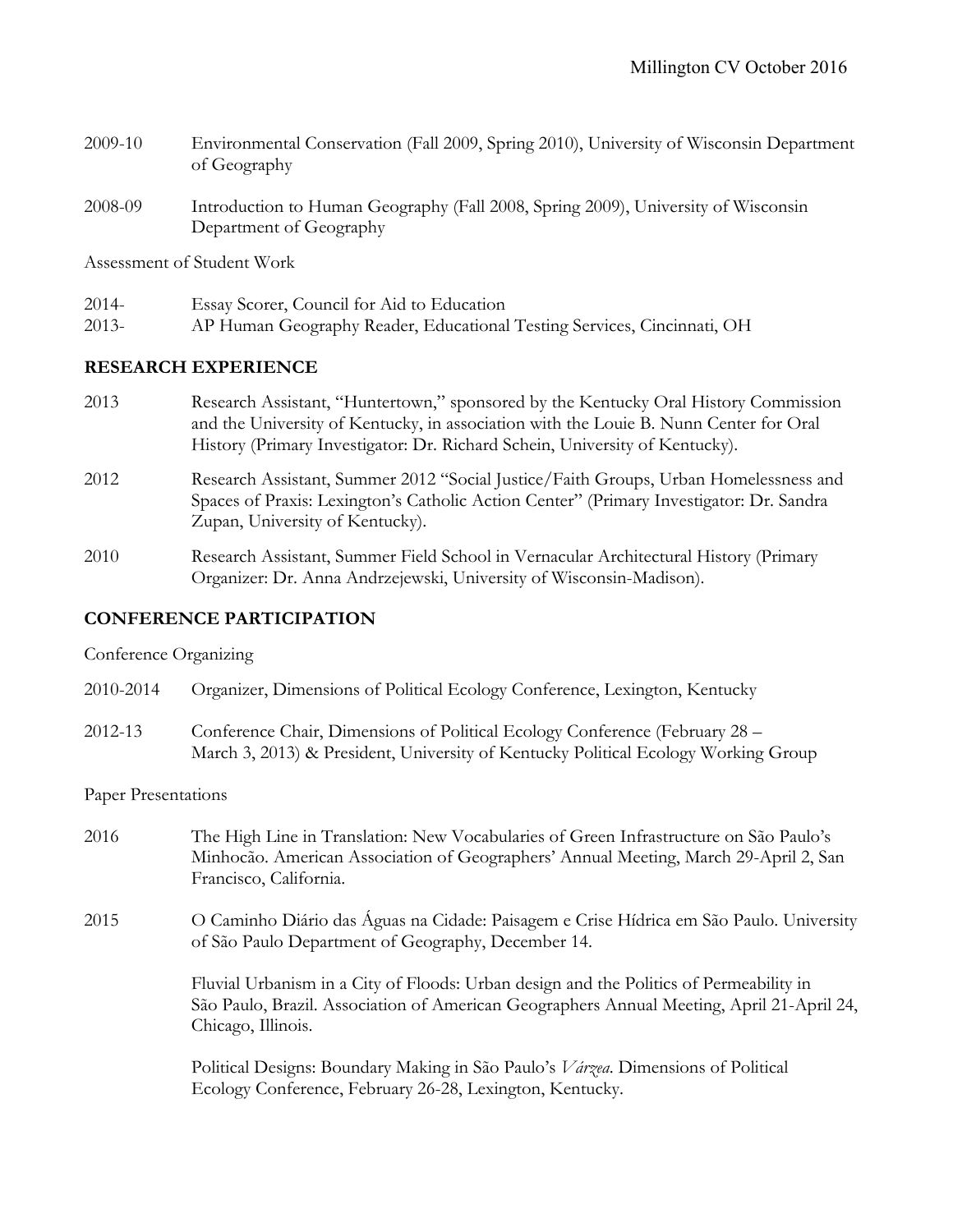2009-10 Environmental Conservation (Fall 2009, Spring 2010), University of Wisconsin Department of Geography

2008-09 Introduction to Human Geography (Fall 2008, Spring 2009), University of Wisconsin Department of Geography

Assessment of Student Work

2014- Essay Scorer, Council for Aid to Education

2013- AP Human Geography Reader, Educational Testing Services, Cincinnati, OH

## RESEARCH EXPERIENCE

2013 Research Assistant, "Huntertown," sponsored by the Kentucky Oral History Commission and the University of Kentucky, in association with the Louie B. Nunn Center for Oral History (Primary Investigator: Dr. Richard Schein, University of Kentucky).

2012 Research Assistant, Summer 2012 "Social Justice/Faith Groups, Urban Homelessness and Spaces of Praxis: Lexington's Catholic Action Center" (Primary Investigator: Dr. Sandra Zupan, University of Kentucky).

2010 Research Assistant, Summer Field School in Vernacular Architectural History (Primary Organizer: Dr. Anna Andrzejewski, University of Wisconsin-Madison).

## CONFERENCE PARTICIPATION

Conference Organizing

2010-2014 Organizer, Dimensions of Political Ecology Conference, Lexington, Kentucky

2012-13 Conference Chair, Dimensions of Political Ecology Conference (February 28 – March 3, 2013) & President, University of Kentucky Political Ecology Working Group

Paper Presentations

2016 The High Line in Translation: New Vocabularies of Green Infrastructure on São Paulo's Minhocão. American Association of Geographers' Annual Meeting, March 29-April 2, San Francisco, California.

2015 O Caminho Diário das Águas na Cidade: Paisagem e Crise Hídrica em São Paulo. University of São Paulo Department of Geography, December 14.

Fluvial Urbanism in a City of Floods: Urban design and the Politics of Permeability in São Paulo, Brazil. Association of American Geographers Annual Meeting, April 21-April 24, Chicago, Illinois.

Political Designs: Boundary Making in São Paulo's *Várzea*. Dimensions of Political Ecology Conference, February 26-28, Lexington, Kentucky.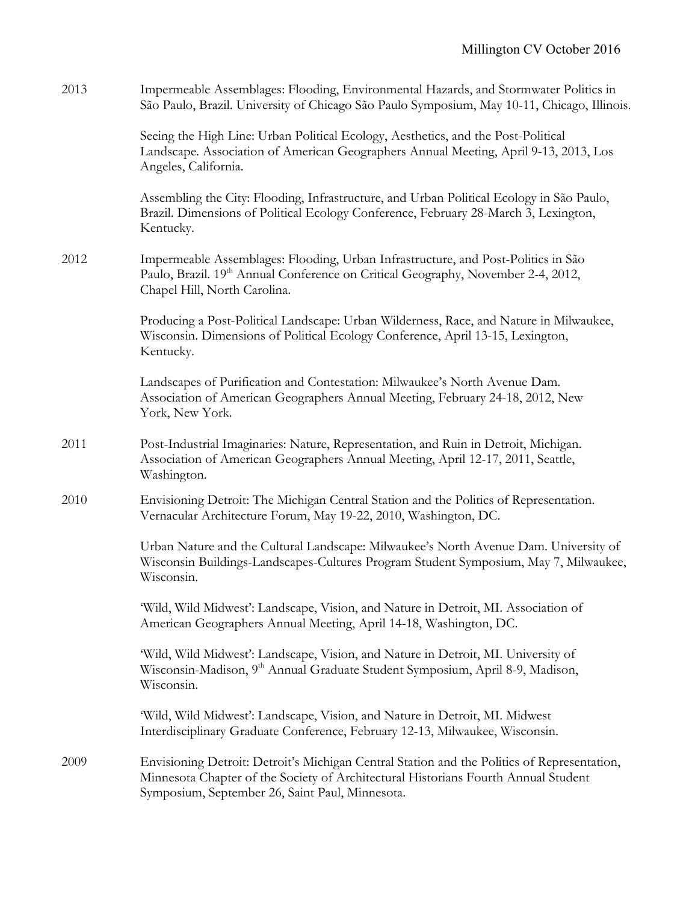2013 Impermeable Assemblages: Flooding, Environmental Hazards, and Stormwater Politics in São Paulo, Brazil. University of Chicago São Paulo Symposium, May 10-11, Chicago, Illinois.

Seeing the High Line: Urban Political Ecology, Aesthetics, and the Post-Political Landscape. Association of American Geographers Annual Meeting, April 9-13, 2013, Los Angeles, California.

Assembling the City: Flooding, Infrastructure, and Urban Political Ecology in São Paulo, Brazil. Dimensions of Political Ecology Conference, February 28-March 3, Lexington, Kentucky.

2012 Impermeable Assemblages: Flooding, Urban Infrastructure, and Post-Politics in São Paulo, Brazil. 19th Annual Conference on Critical Geography, November 2-4, 2012, Chapel Hill, North Carolina.

Producing a Post-Political Landscape: Urban Wilderness, Race, and Nature in Milwaukee, Wisconsin. Dimensions of Political Ecology Conference, April 13-15, Lexington, Kentucky.

Landscapes of Purification and Contestation: Milwaukee's North Avenue Dam. Association of American Geographers Annual Meeting, February 24-18, 2012, New York, New York.

2011 Post-Industrial Imaginaries: Nature, Representation, and Ruin in Detroit, Michigan. Association of American Geographers Annual Meeting, April 12-17, 2011, Seattle, Washington.

2010 Envisioning Detroit: The Michigan Central Station and the Politics of Representation. Vernacular Architecture Forum, May 19-22, 2010, Washington, DC.

Urban Nature and the Cultural Landscape: Milwaukee's North Avenue Dam. University of Wisconsin Buildings-Landscapes-Cultures Program Student Symposium, May 7, Milwaukee, Wisconsin.

'Wild, Wild Midwest': Landscape, Vision, and Nature in Detroit, MI. Association of American Geographers Annual Meeting, April 14-18, Washington, DC.

'Wild, Wild Midwest': Landscape, Vision, and Nature in Detroit, MI. University of Wisconsin-Madison, 9th Annual Graduate Student Symposium, April 8-9, Madison, Wisconsin.

'Wild, Wild Midwest': Landscape, Vision, and Nature in Detroit, MI. Midwest Interdisciplinary Graduate Conference, February 12-13, Milwaukee, Wisconsin.

2009 Envisioning Detroit: Detroit's Michigan Central Station and the Politics of Representation, Minnesota Chapter of the Society of Architectural Historians Fourth Annual Student Symposium, September 26, Saint Paul, Minnesota.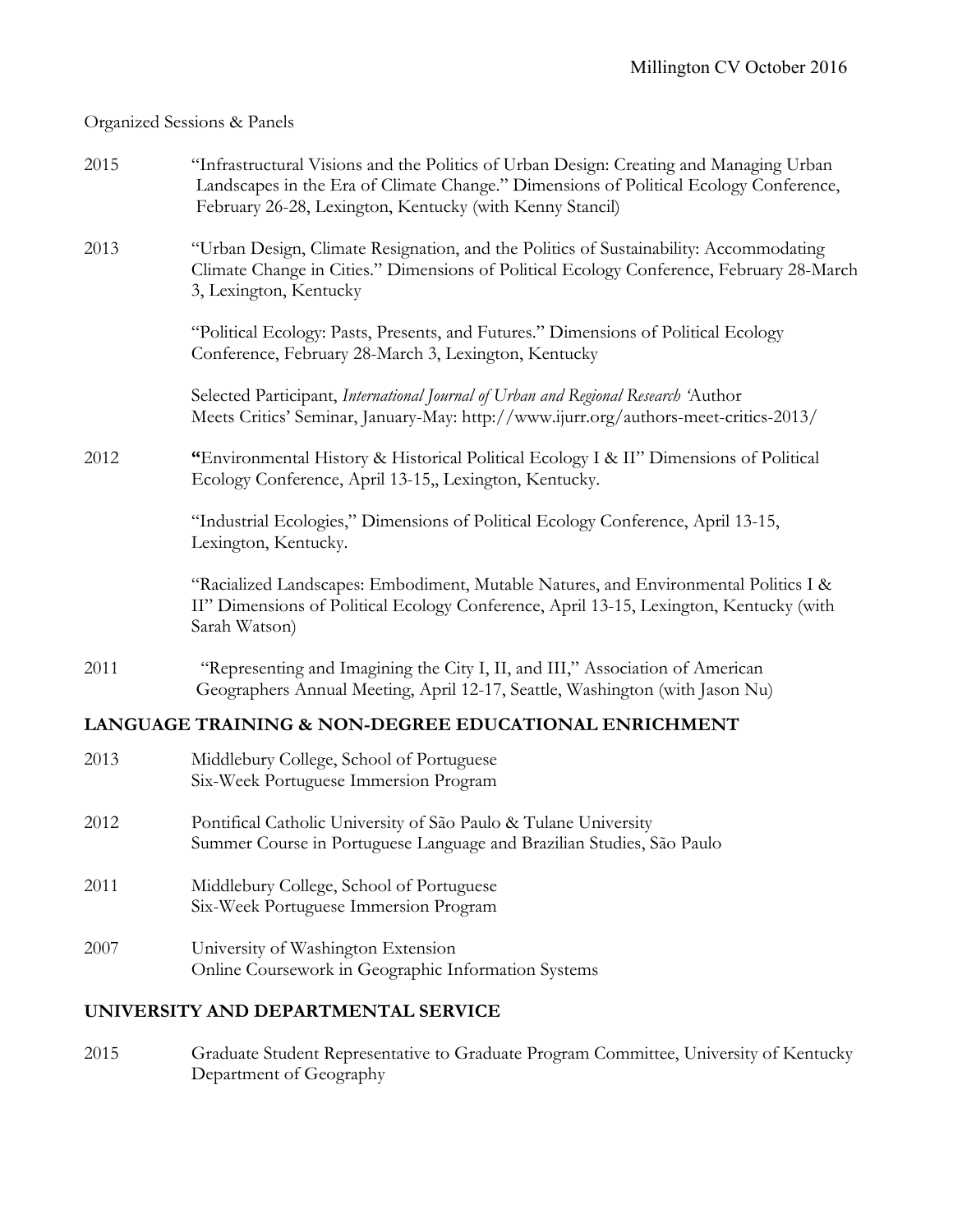Organized Sessions & Panels

2015 "Infrastructural Visions and the Politics of Urban Design: Creating and Managing Urban Landscapes in the Era of Climate Change." Dimensions of Political Ecology Conference, February 26-28, Lexington, Kentucky (with Kenny Stancil)

2013 "Urban Design, Climate Resignation, and the Politics of Sustainability: Accommodating Climate Change in Cities." Dimensions of Political Ecology Conference, February 28-March 3, Lexington, Kentucky

"Political Ecology: Pasts, Presents, and Futures." Dimensions of Political Ecology Conference, February 28-March 3, Lexington, Kentucky

Selected Participant, *International Journal of Urban and Regional Research* 'Author Meets Critics' Seminar, January-May: http://www.ijurr.org/authors-meet-critics-2013/

2012 **"**Environmental History & Historical Political Ecology I & II" Dimensions of Political Ecology Conference, April 13-15,, Lexington, Kentucky.

"Industrial Ecologies," Dimensions of Political Ecology Conference, April 13-15, Lexington, Kentucky.

"Racialized Landscapes: Embodiment, Mutable Natures, and Environmental Politics I & II" Dimensions of Political Ecology Conference, April 13-15, Lexington, Kentucky (with Sarah Watson)

2011 "Representing and Imagining the City I, II, and III," Association of American Geographers Annual Meeting, April 12-17, Seattle, Washington (with Jason Nu)

## LANGUAGE TRAINING & NON-DEGREE EDUCATIONAL ENRICHMENT

2013 Middlebury College, School of Portuguese
Six-Week Portuguese Immersion Program

2012 Pontifical Catholic University of São Paulo & Tulane University
Summer Course in Portuguese Language and Brazilian Studies, São Paulo

2011 Middlebury College, School of Portuguese
Six-Week Portuguese Immersion Program

2007 University of Washington Extension
Online Coursework in Geographic Information Systems

## UNIVERSITY AND DEPARTMENTAL SERVICE

2015 Graduate Student Representative to Graduate Program Committee, University of Kentucky Department of Geography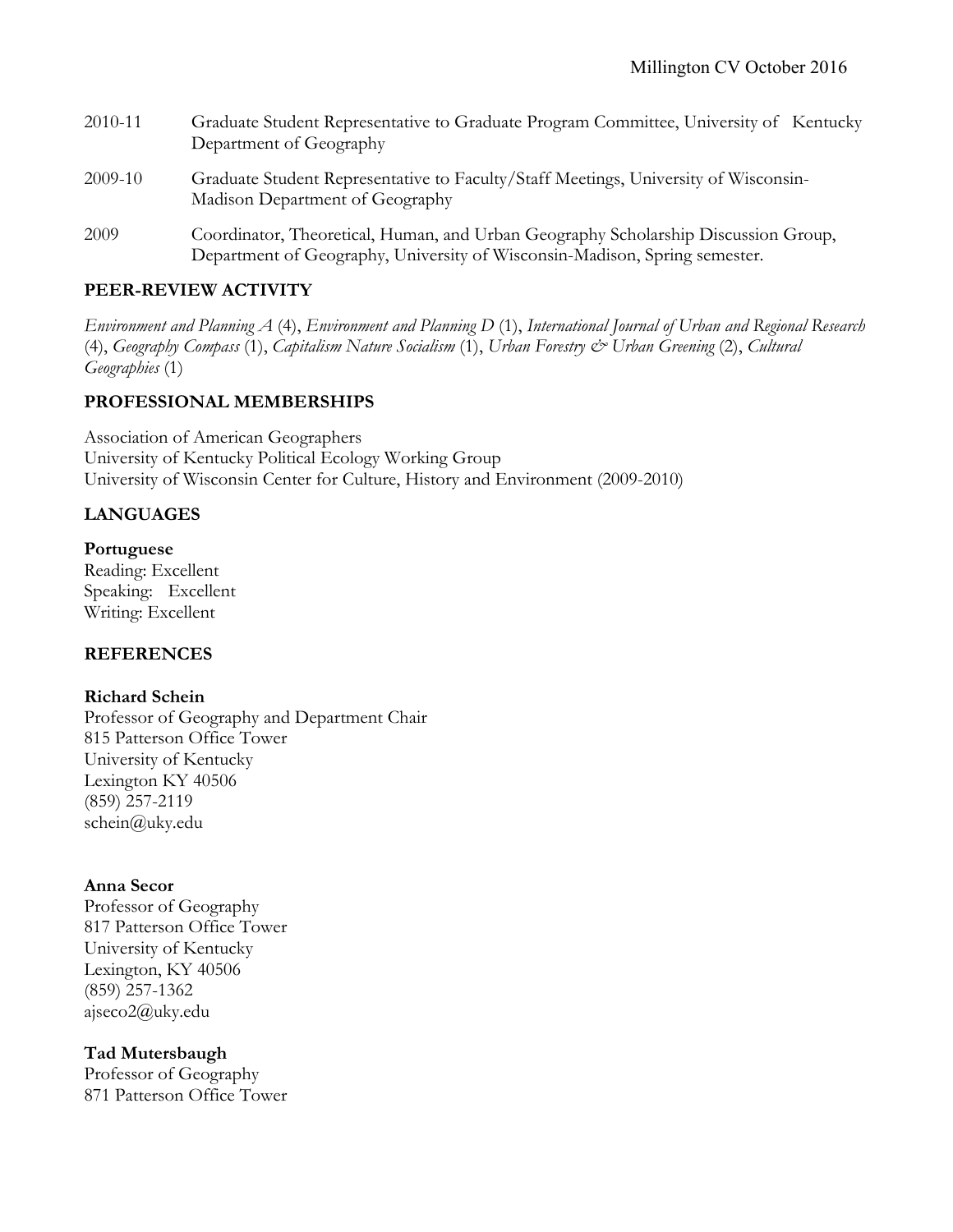2010-11 Graduate Student Representative to Graduate Program Committee, University of Kentucky Department of Geography

2009-10 Graduate Student Representative to Faculty/Staff Meetings, University of Wisconsin-Madison Department of Geography

2009 Coordinator, Theoretical, Human, and Urban Geography Scholarship Discussion Group, Department of Geography, University of Wisconsin-Madison, Spring semester.

## PEER-REVIEW ACTIVITY

*Environment and Planning A* (4), *Environment and Planning D* (1), *International Journal of Urban and Regional Research* (4), *Geography Compass* (1), *Capitalism Nature Socialism* (1), *Urban Forestry & Urban Greening* (2), *Cultural Geographies* (1)

## PROFESSIONAL MEMBERSHIPS

Association of American Geographers
University of Kentucky Political Ecology Working Group
University of Wisconsin Center for Culture, History and Environment (2009-2010)

## LANGUAGES

**Portuguese**
Reading: Excellent
Speaking: Excellent
Writing: Excellent

## REFERENCES

**Richard Schein**
Professor of Geography and Department Chair
815 Patterson Office Tower
University of Kentucky
Lexington KY 40506
(859) 257-2119
schein@uky.edu

**Anna Secor**
Professor of Geography
817 Patterson Office Tower
University of Kentucky
Lexington, KY 40506
(859) 257-1362
ajseco2@uky.edu

**Tad Mutersbaugh**
Professor of Geography
871 Patterson Office Tower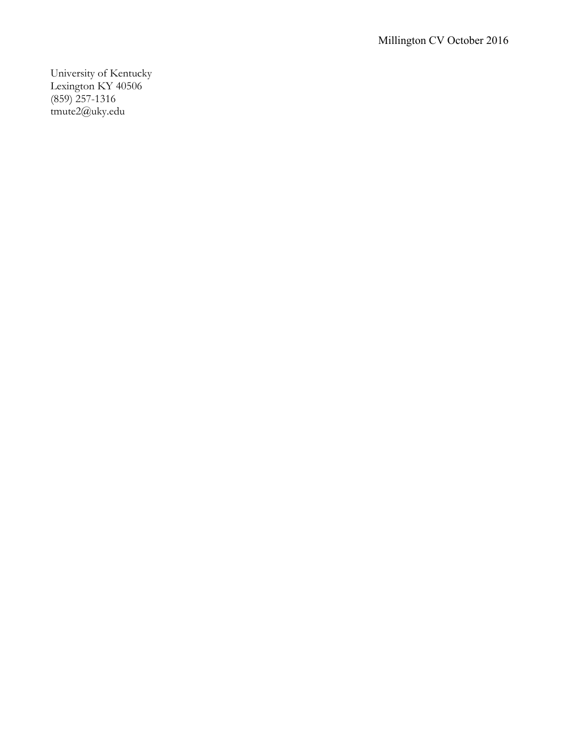University of Kentucky
Lexington KY 40506
(859) 257-1316
tmute2@uky.edu